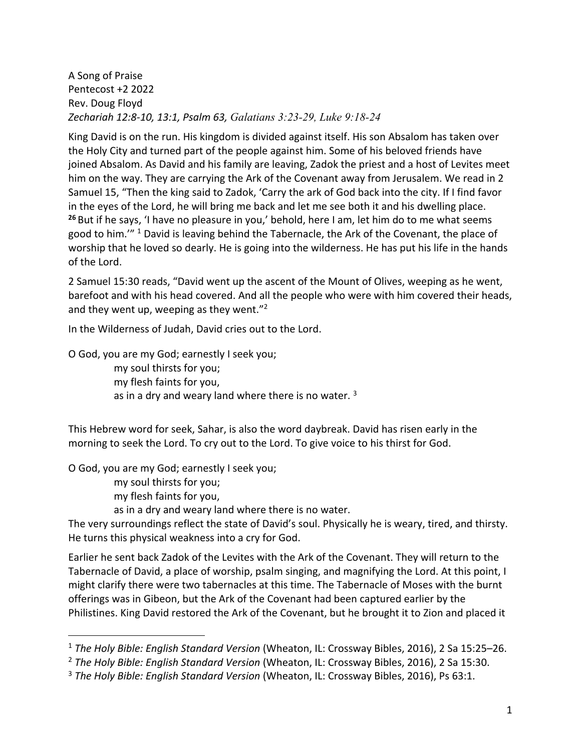A Song of Praise
Pentecost +2 2022
Rev. Doug Floyd
*Zechariah 12:8-10, 13:1, Psalm 63, Galatians 3:23-29, Luke 9:18-24*

King David is on the run. His kingdom is divided against itself. His son Absalom has taken over the Holy City and turned part of the people against him. Some of his beloved friends have joined Absalom. As David and his family are leaving, Zadok the priest and a host of Levites meet him on the way. They are carrying the Ark of the Covenant away from Jerusalem. We read in 2 Samuel 15, "Then the king said to Zadok, 'Carry the ark of God back into the city. If I find favor in the eyes of the Lord, he will bring me back and let me see both it and his dwelling place. **26** But if he says, 'I have no pleasure in you,' behold, here I am, let him do to me what seems good to him.'" [1] David is leaving behind the Tabernacle, the Ark of the Covenant, the place of worship that he loved so dearly. He is going into the wilderness. He has put his life in the hands of the Lord.

2 Samuel 15:30 reads, "David went up the ascent of the Mount of Olives, weeping as he went, barefoot and with his head covered. And all the people who were with him covered their heads, and they went up, weeping as they went."[2]

In the Wilderness of Judah, David cries out to the Lord.

O God, you are my God; earnestly I seek you;
    my soul thirsts for you;
    my flesh faints for you,
    as in a dry and weary land where there is no water. [3]

This Hebrew word for seek, Sahar, is also the word daybreak. David has risen early in the morning to seek the Lord. To cry out to the Lord. To give voice to his thirst for God.

O God, you are my God; earnestly I seek you;
    my soul thirsts for you;
    my flesh faints for you,
    as in a dry and weary land where there is no water.

The very surroundings reflect the state of David's soul. Physically he is weary, tired, and thirsty. He turns this physical weakness into a cry for God.

Earlier he sent back Zadok of the Levites with the Ark of the Covenant. They will return to the Tabernacle of David, a place of worship, psalm singing, and magnifying the Lord. At this point, I might clarify there were two tabernacles at this time. The Tabernacle of Moses with the burnt offerings was in Gibeon, but the Ark of the Covenant had been captured earlier by the Philistines. King David restored the Ark of the Covenant, but he brought it to Zion and placed it

---

[1] *The Holy Bible: English Standard Version* (Wheaton, IL: Crossway Bibles, 2016), 2 Sa 15:25–26.

[2] *The Holy Bible: English Standard Version* (Wheaton, IL: Crossway Bibles, 2016), 2 Sa 15:30.

[3] *The Holy Bible: English Standard Version* (Wheaton, IL: Crossway Bibles, 2016), Ps 63:1.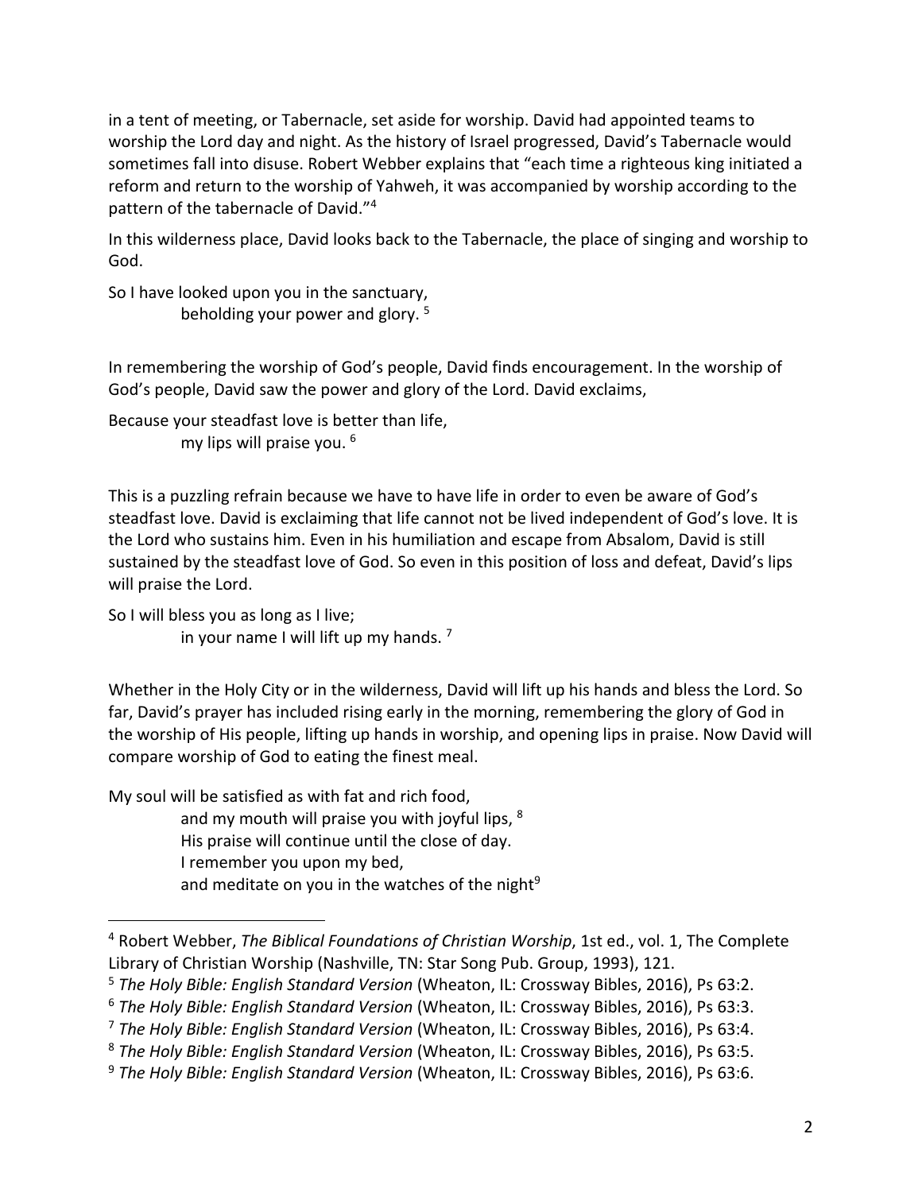in a tent of meeting, or Tabernacle, set aside for worship. David had appointed teams to worship the Lord day and night. As the history of Israel progressed, David's Tabernacle would sometimes fall into disuse. Robert Webber explains that "each time a righteous king initiated a reform and return to the worship of Yahweh, it was accompanied by worship according to the pattern of the tabernacle of David."[4]

In this wilderness place, David looks back to the Tabernacle, the place of singing and worship to God.

So I have looked upon you in the sanctuary,
beholding your power and glory. [5]

In remembering the worship of God's people, David finds encouragement. In the worship of God's people, David saw the power and glory of the Lord. David exclaims,

Because your steadfast love is better than life,
my lips will praise you. [6]

This is a puzzling refrain because we have to have life in order to even be aware of God's steadfast love. David is exclaiming that life cannot not be lived independent of God's love. It is the Lord who sustains him. Even in his humiliation and escape from Absalom, David is still sustained by the steadfast love of God. So even in this position of loss and defeat, David's lips will praise the Lord.

So I will bless you as long as I live;
in your name I will lift up my hands. [7]

Whether in the Holy City or in the wilderness, David will lift up his hands and bless the Lord. So far, David's prayer has included rising early in the morning, remembering the glory of God in the worship of His people, lifting up hands in worship, and opening lips in praise. Now David will compare worship of God to eating the finest meal.

My soul will be satisfied as with fat and rich food,
and my mouth will praise you with joyful lips, [8]
His praise will continue until the close of day.
I remember you upon my bed,
and meditate on you in the watches of the night[9]

---

[4] Robert Webber, *The Biblical Foundations of Christian Worship*, 1st ed., vol. 1, The Complete Library of Christian Worship (Nashville, TN: Star Song Pub. Group, 1993), 121.

[5] *The Holy Bible: English Standard Version* (Wheaton, IL: Crossway Bibles, 2016), Ps 63:2.

[6] *The Holy Bible: English Standard Version* (Wheaton, IL: Crossway Bibles, 2016), Ps 63:3.

[7] *The Holy Bible: English Standard Version* (Wheaton, IL: Crossway Bibles, 2016), Ps 63:4.

[8] *The Holy Bible: English Standard Version* (Wheaton, IL: Crossway Bibles, 2016), Ps 63:5.

[9] *The Holy Bible: English Standard Version* (Wheaton, IL: Crossway Bibles, 2016), Ps 63:6.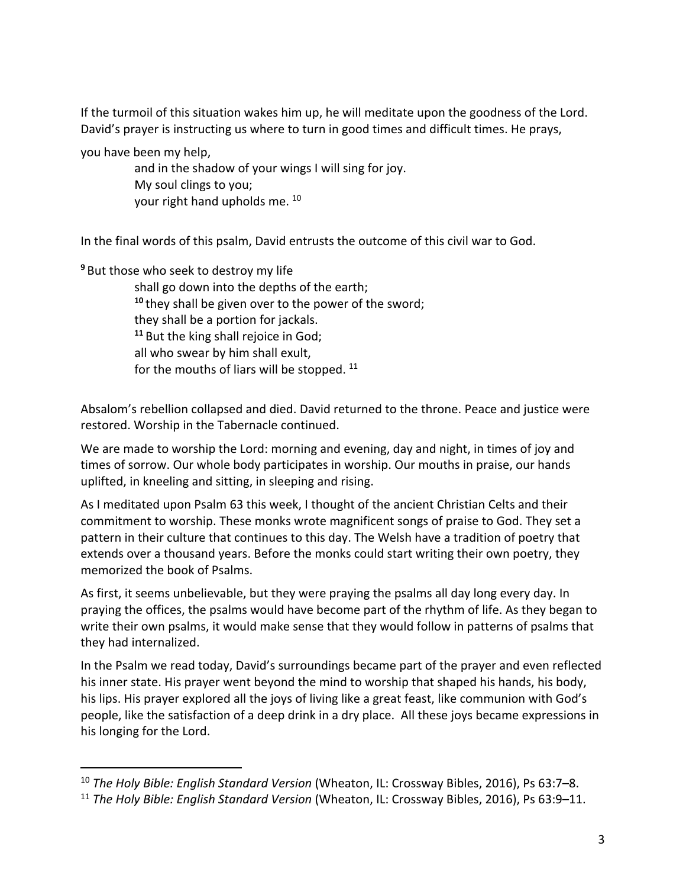If the turmoil of this situation wakes him up, he will meditate upon the goodness of the Lord. David's prayer is instructing us where to turn in good times and difficult times. He prays,

you have been my help,
and in the shadow of your wings I will sing for joy.
My soul clings to you;
your right hand upholds me. [10]

In the final words of this psalm, David entrusts the outcome of this civil war to God.

**9** But those who seek to destroy my life
shall go down into the depths of the earth;
**10** they shall be given over to the power of the sword;
they shall be a portion for jackals.
**11** But the king shall rejoice in God;
all who swear by him shall exult,
for the mouths of liars will be stopped. [11]

Absalom's rebellion collapsed and died. David returned to the throne. Peace and justice were restored. Worship in the Tabernacle continued.

We are made to worship the Lord: morning and evening, day and night, in times of joy and times of sorrow. Our whole body participates in worship. Our mouths in praise, our hands uplifted, in kneeling and sitting, in sleeping and rising.

As I meditated upon Psalm 63 this week, I thought of the ancient Christian Celts and their commitment to worship. These monks wrote magnificent songs of praise to God. They set a pattern in their culture that continues to this day. The Welsh have a tradition of poetry that extends over a thousand years. Before the monks could start writing their own poetry, they memorized the book of Psalms.

As first, it seems unbelievable, but they were praying the psalms all day long every day. In praying the offices, the psalms would have become part of the rhythm of life. As they began to write their own psalms, it would make sense that they would follow in patterns of psalms that they had internalized.

In the Psalm we read today, David's surroundings became part of the prayer and even reflected his inner state. His prayer went beyond the mind to worship that shaped his hands, his body, his lips. His prayer explored all the joys of living like a great feast, like communion with God's people, like the satisfaction of a deep drink in a dry place. All these joys became expressions in his longing for the Lord.

---

[10] *The Holy Bible: English Standard Version* (Wheaton, IL: Crossway Bibles, 2016), Ps 63:7–8.

[11] *The Holy Bible: English Standard Version* (Wheaton, IL: Crossway Bibles, 2016), Ps 63:9–11.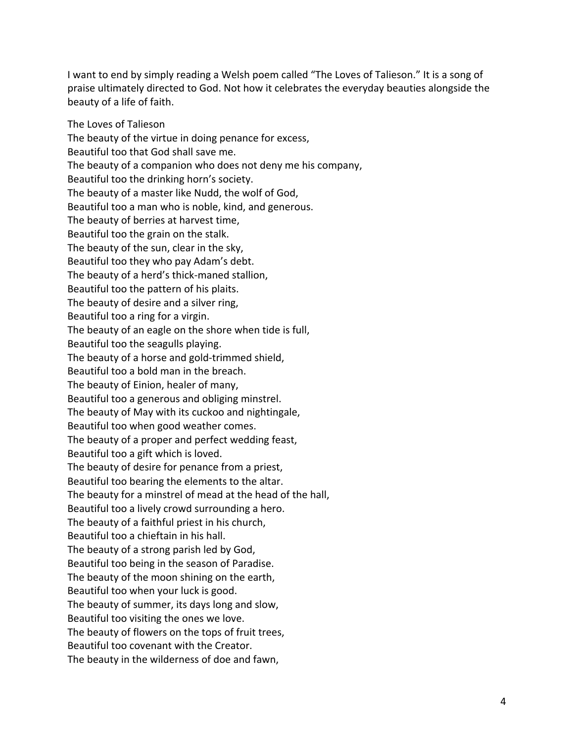I want to end by simply reading a Welsh poem called "The Loves of Talieson." It is a song of praise ultimately directed to God. Not how it celebrates the everyday beauties alongside the beauty of a life of faith.

The Loves of Talieson  
The beauty of the virtue in doing penance for excess,  
Beautiful too that God shall save me.  
The beauty of a companion who does not deny me his company,  
Beautiful too the drinking horn's society.  
The beauty of a master like Nudd, the wolf of God,  
Beautiful too a man who is noble, kind, and generous.  
The beauty of berries at harvest time,  
Beautiful too the grain on the stalk.  
The beauty of the sun, clear in the sky,  
Beautiful too they who pay Adam's debt.  
The beauty of a herd's thick-maned stallion,  
Beautiful too the pattern of his plaits.  
The beauty of desire and a silver ring,  
Beautiful too a ring for a virgin.  
The beauty of an eagle on the shore when tide is full,  
Beautiful too the seagulls playing.  
The beauty of a horse and gold-trimmed shield,  
Beautiful too a bold man in the breach.  
The beauty of Einion, healer of many,  
Beautiful too a generous and obliging minstrel.  
The beauty of May with its cuckoo and nightingale,  
Beautiful too when good weather comes.  
The beauty of a proper and perfect wedding feast,  
Beautiful too a gift which is loved.  
The beauty of desire for penance from a priest,  
Beautiful too bearing the elements to the altar.  
The beauty for a minstrel of mead at the head of the hall,  
Beautiful too a lively crowd surrounding a hero.  
The beauty of a faithful priest in his church,  
Beautiful too a chieftain in his hall.  
The beauty of a strong parish led by God,  
Beautiful too being in the season of Paradise.  
The beauty of the moon shining on the earth,  
Beautiful too when your luck is good.  
The beauty of summer, its days long and slow,  
Beautiful too visiting the ones we love.  
The beauty of flowers on the tops of fruit trees,  
Beautiful too covenant with the Creator.  
The beauty in the wilderness of doe and fawn,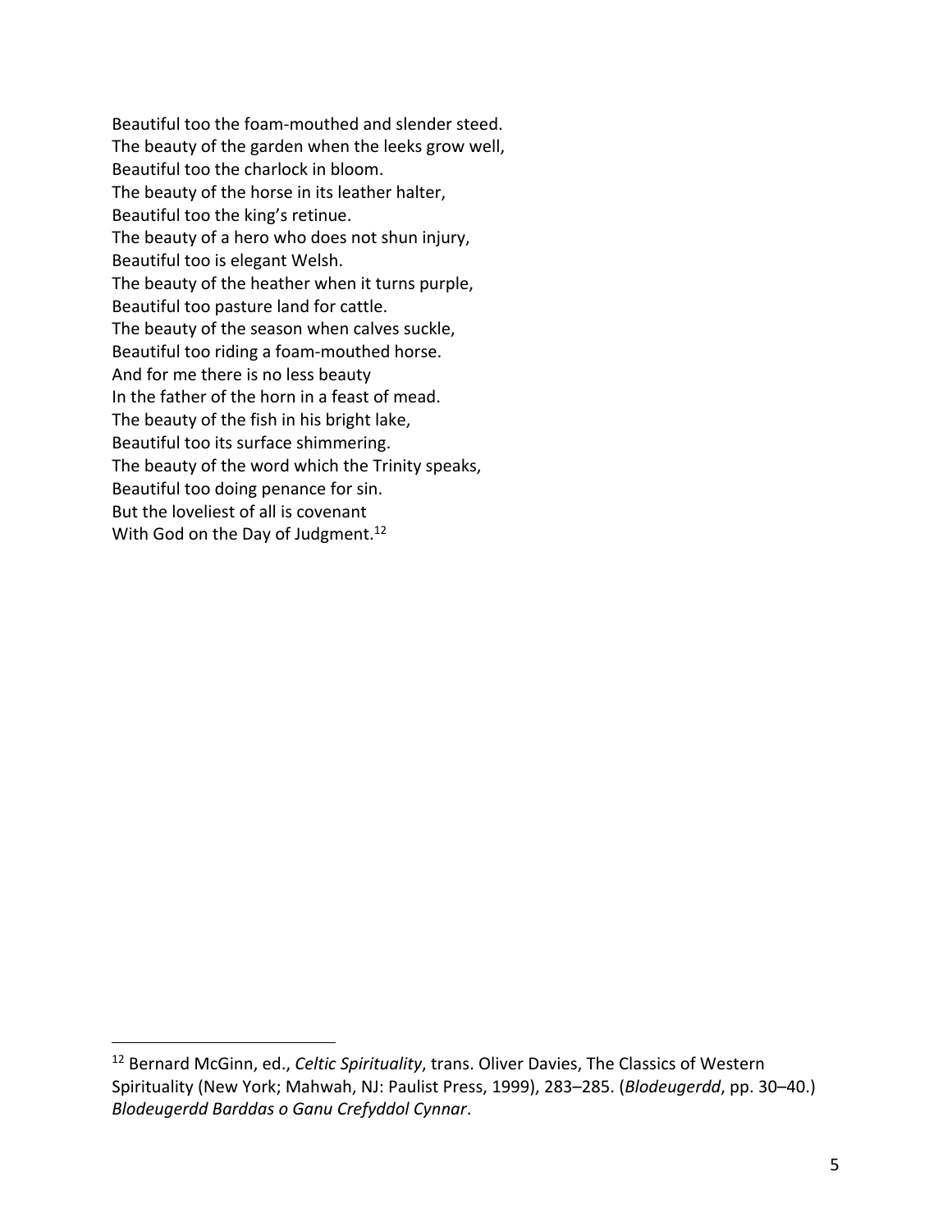Beautiful too the foam-mouthed and slender steed.  
The beauty of the garden when the leeks grow well,  
Beautiful too the charlock in bloom.  
The beauty of the horse in its leather halter,  
Beautiful too the king's retinue.  
The beauty of a hero who does not shun injury,  
Beautiful too is elegant Welsh.  
The beauty of the heather when it turns purple,  
Beautiful too pasture land for cattle.  
The beauty of the season when calves suckle,  
Beautiful too riding a foam-mouthed horse.  
And for me there is no less beauty  
In the father of the horn in a feast of mead.  
The beauty of the fish in his bright lake,  
Beautiful too its surface shimmering.  
The beauty of the word which the Trinity speaks,  
Beautiful too doing penance for sin.  
But the loveliest of all is covenant  
With God on the Day of Judgment.[12]

---

[12] Bernard McGinn, ed., *Celtic Spirituality*, trans. Oliver Davies, The Classics of Western Spirituality (New York; Mahwah, NJ: Paulist Press, 1999), 283–285. (*Blodeugerdd*, pp. 30–40.) *Blodeugerdd Barddas o Ganu Crefyddol Cynnar*.